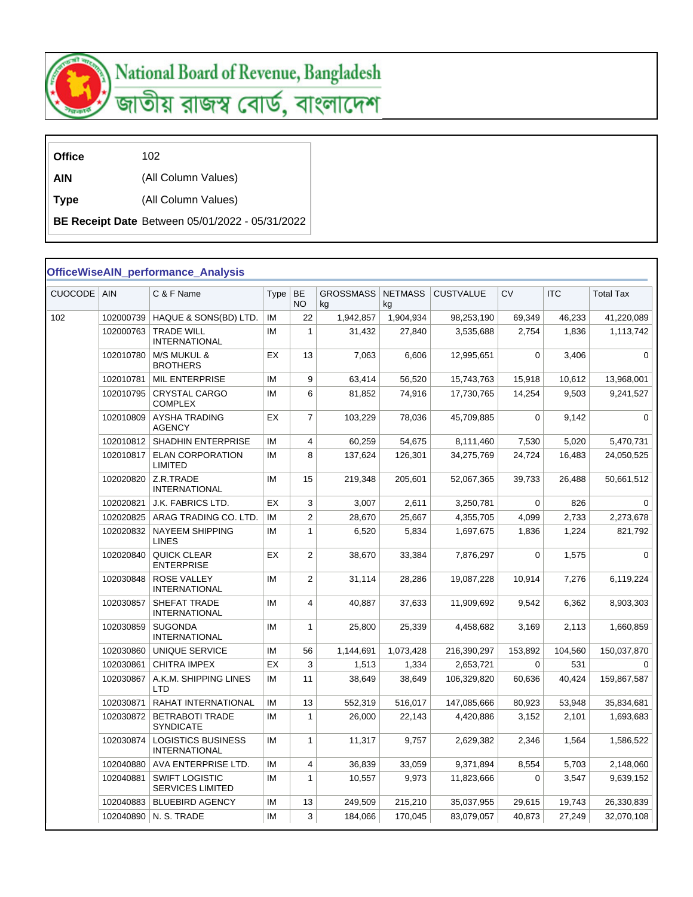# National Board of Revenue, Bangladesh
# জাতীয় রাজস্ব বোর্ড, বাংলাদেশ

| | |
|---|---|
| **Office** | 102 |
| **AIN** | (All Column Values) |
| **Type** | (All Column Values) |
| **BE Receipt Date** | Between 05/01/2022 - 05/31/2022 |

## OfficeWiseAIN_performance_Analysis

| CUOCODE | AIN | C & F Name | Type | BE NO | GROSSMASS kg | NETMASS kg | CUSTVALUE | CV | ITC | Total Tax |
|---|---|---|---|---|---|---|---|---|---|---|
| 102 | 102000739 | HAQUE & SONS(BD) LTD. | IM | 22 | 1,942,857 | 1,904,934 | 98,253,190 | 69,349 | 46,233 | 41,220,089 |
| | 102000763 | TRADE WILL INTERNATIONAL | IM | 1 | 31,432 | 27,840 | 3,535,688 | 2,754 | 1,836 | 1,113,742 |
| | 102010780 | M/S MUKUL & BROTHERS | EX | 13 | 7,063 | 6,606 | 12,995,651 | 0 | 3,406 | 0 |
| | 102010781 | MIL ENTERPRISE | IM | 9 | 63,414 | 56,520 | 15,743,763 | 15,918 | 10,612 | 13,968,001 |
| | 102010795 | CRYSTAL CARGO COMPLEX | IM | 6 | 81,852 | 74,916 | 17,730,765 | 14,254 | 9,503 | 9,241,527 |
| | 102010809 | AYSHA TRADING AGENCY | EX | 7 | 103,229 | 78,036 | 45,709,885 | 0 | 9,142 | 0 |
| | 102010812 | SHADHIN ENTERPRISE | IM | 4 | 60,259 | 54,675 | 8,111,460 | 7,530 | 5,020 | 5,470,731 |
| | 102010817 | ELAN CORPORATION LIMITED | IM | 8 | 137,624 | 126,301 | 34,275,769 | 24,724 | 16,483 | 24,050,525 |
| | 102020820 | Z.R.TRADE INTERNATIONAL | IM | 15 | 219,348 | 205,601 | 52,067,365 | 39,733 | 26,488 | 50,661,512 |
| | 102020821 | J.K. FABRICS LTD. | EX | 3 | 3,007 | 2,611 | 3,250,781 | 0 | 826 | 0 |
| | 102020825 | ARAG TRADING CO. LTD. | IM | 2 | 28,670 | 25,667 | 4,355,705 | 4,099 | 2,733 | 2,273,678 |
| | 102020832 | NAYEEM SHIPPING LINES | IM | 1 | 6,520 | 5,834 | 1,697,675 | 1,836 | 1,224 | 821,792 |
| | 102020840 | QUICK CLEAR ENTERPRISE | EX | 2 | 38,670 | 33,384 | 7,876,297 | 0 | 1,575 | 0 |
| | 102030848 | ROSE VALLEY INTERNATIONAL | IM | 2 | 31,114 | 28,286 | 19,087,228 | 10,914 | 7,276 | 6,119,224 |
| | 102030857 | SHEFAT TRADE INTERNATIONAL | IM | 4 | 40,887 | 37,633 | 11,909,692 | 9,542 | 6,362 | 8,903,303 |
| | 102030859 | SUGONDA INTERNATIONAL | IM | 1 | 25,800 | 25,339 | 4,458,682 | 3,169 | 2,113 | 1,660,859 |
| | 102030860 | UNIQUE SERVICE | IM | 56 | 1,144,691 | 1,073,428 | 216,390,297 | 153,892 | 104,560 | 150,037,870 |
| | 102030861 | CHITRA IMPEX | EX | 3 | 1,513 | 1,334 | 2,653,721 | 0 | 531 | 0 |
| | 102030867 | A.K.M. SHIPPING LINES LTD | IM | 11 | 38,649 | 38,649 | 106,329,820 | 60,636 | 40,424 | 159,867,587 |
| | 102030871 | RAHAT INTERNATIONAL | IM | 13 | 552,319 | 516,017 | 147,085,666 | 80,923 | 53,948 | 35,834,681 |
| | 102030872 | BETRABOTI TRADE SYNDICATE | IM | 1 | 26,000 | 22,143 | 4,420,886 | 3,152 | 2,101 | 1,693,683 |
| | 102030874 | LOGISTICS BUSINESS INTERNATIONAL | IM | 1 | 11,317 | 9,757 | 2,629,382 | 2,346 | 1,564 | 1,586,522 |
| | 102040880 | AVA ENTERPRISE LTD. | IM | 4 | 36,839 | 33,059 | 9,371,894 | 8,554 | 5,703 | 2,148,060 |
| | 102040881 | SWIFT LOGISTIC SERVICES LIMITED | IM | 1 | 10,557 | 9,973 | 11,823,666 | 0 | 3,547 | 9,639,152 |
| | 102040883 | BLUEBIRD AGENCY | IM | 13 | 249,509 | 215,210 | 35,037,955 | 29,615 | 19,743 | 26,330,839 |
| | 102040890 | N. S. TRADE | IM | 3 | 184,066 | 170,045 | 83,079,057 | 40,873 | 27,249 | 32,070,108 |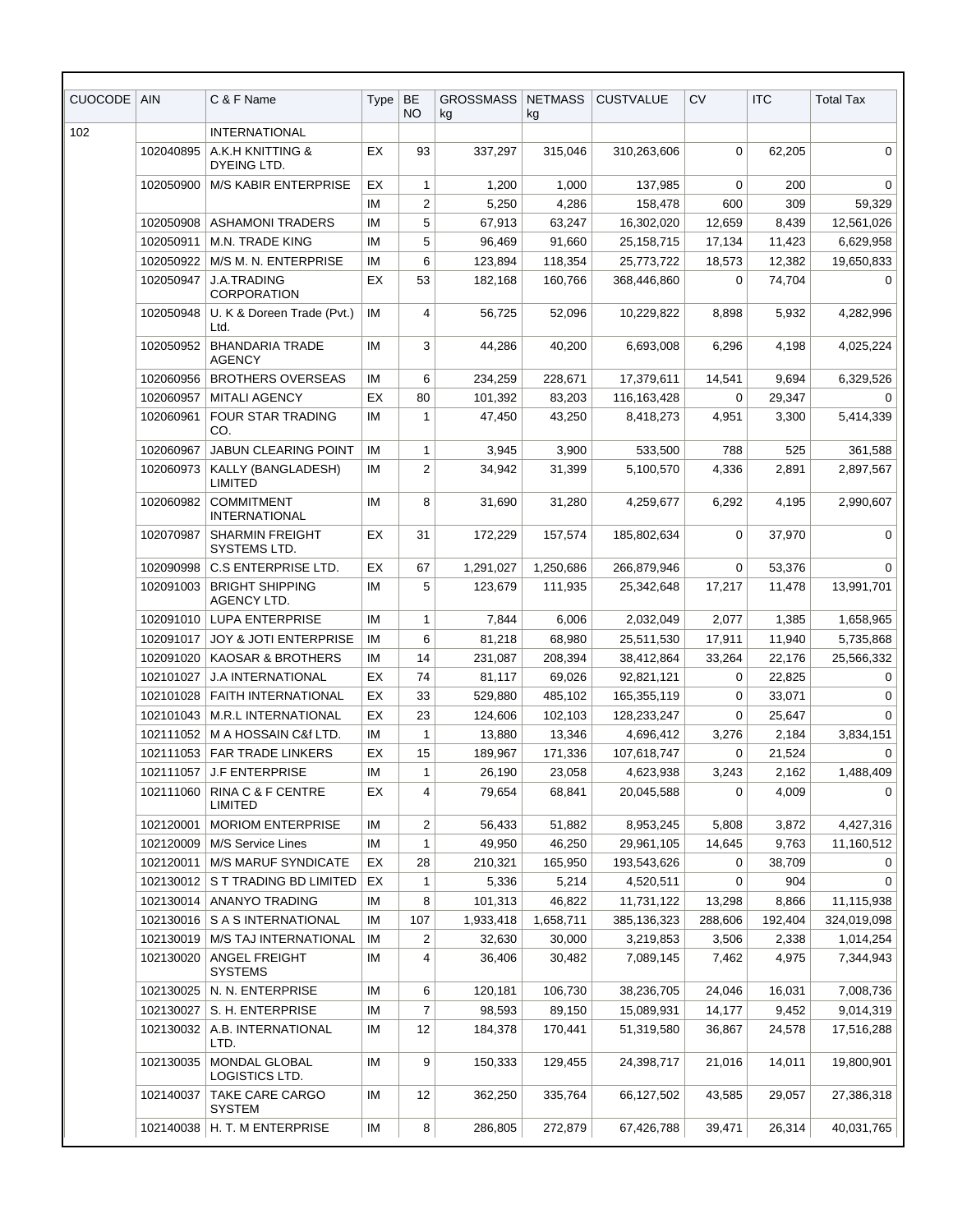| CUOCODE | AIN | C & F Name | Type | BE NO | GROSSMASS kg | NETMASS kg | CUSTVALUE | CV | ITC | Total Tax |
|---|---|---|---|---|---|---|---|---|---|---|
| 102 | | INTERNATIONAL | | | | | | | | |
| | 102040895 | A.K.H KNITTING & DYEING LTD. | EX | 93 | 337,297 | 315,046 | 310,263,606 | 0 | 62,205 | 0 |
| | 102050900 | M/S KABIR ENTERPRISE | EX | 1 | 1,200 | 1,000 | 137,985 | 0 | 200 | 0 |
| | | | IM | 2 | 5,250 | 4,286 | 158,478 | 600 | 309 | 59,329 |
| | 102050908 | ASHAMONI TRADERS | IM | 5 | 67,913 | 63,247 | 16,302,020 | 12,659 | 8,439 | 12,561,026 |
| | 102050911 | M.N. TRADE KING | IM | 5 | 96,469 | 91,660 | 25,158,715 | 17,134 | 11,423 | 6,629,958 |
| | 102050922 | M/S M. N. ENTERPRISE | IM | 6 | 123,894 | 118,354 | 25,773,722 | 18,573 | 12,382 | 19,650,833 |
| | 102050947 | J.A.TRADING CORPORATION | EX | 53 | 182,168 | 160,766 | 368,446,860 | 0 | 74,704 | 0 |
| | 102050948 | U. K & Doreen Trade (Pvt.) Ltd. | IM | 4 | 56,725 | 52,096 | 10,229,822 | 8,898 | 5,932 | 4,282,996 |
| | 102050952 | BHANDARIA TRADE AGENCY | IM | 3 | 44,286 | 40,200 | 6,693,008 | 6,296 | 4,198 | 4,025,224 |
| | 102060956 | BROTHERS OVERSEAS | IM | 6 | 234,259 | 228,671 | 17,379,611 | 14,541 | 9,694 | 6,329,526 |
| | 102060957 | MITALI AGENCY | EX | 80 | 101,392 | 83,203 | 116,163,428 | 0 | 29,347 | 0 |
| | 102060961 | FOUR STAR TRADING CO. | IM | 1 | 47,450 | 43,250 | 8,418,273 | 4,951 | 3,300 | 5,414,339 |
| | 102060967 | JABUN CLEARING POINT | IM | 1 | 3,945 | 3,900 | 533,500 | 788 | 525 | 361,588 |
| | 102060973 | KALLY (BANGLADESH) LIMITED | IM | 2 | 34,942 | 31,399 | 5,100,570 | 4,336 | 2,891 | 2,897,567 |
| | 102060982 | COMMITMENT INTERNATIONAL | IM | 8 | 31,690 | 31,280 | 4,259,677 | 6,292 | 4,195 | 2,990,607 |
| | 102070987 | SHARMIN FREIGHT SYSTEMS LTD. | EX | 31 | 172,229 | 157,574 | 185,802,634 | 0 | 37,970 | 0 |
| | 102090998 | C.S ENTERPRISE LTD. | EX | 67 | 1,291,027 | 1,250,686 | 266,879,946 | 0 | 53,376 | 0 |
| | 102091003 | BRIGHT SHIPPING AGENCY LTD. | IM | 5 | 123,679 | 111,935 | 25,342,648 | 17,217 | 11,478 | 13,991,701 |
| | 102091010 | LUPA ENTERPRISE | IM | 1 | 7,844 | 6,006 | 2,032,049 | 2,077 | 1,385 | 1,658,965 |
| | 102091017 | JOY & JOTI ENTERPRISE | IM | 6 | 81,218 | 68,980 | 25,511,530 | 17,911 | 11,940 | 5,735,868 |
| | 102091020 | KAOSAR & BROTHERS | IM | 14 | 231,087 | 208,394 | 38,412,864 | 33,264 | 22,176 | 25,566,332 |
| | 102101027 | J.A INTERNATIONAL | EX | 74 | 81,117 | 69,026 | 92,821,121 | 0 | 22,825 | 0 |
| | 102101028 | FAITH INTERNATIONAL | EX | 33 | 529,880 | 485,102 | 165,355,119 | 0 | 33,071 | 0 |
| | 102101043 | M.R.L INTERNATIONAL | EX | 23 | 124,606 | 102,103 | 128,233,247 | 0 | 25,647 | 0 |
| | 102111052 | M A HOSSAIN C&f LTD. | IM | 1 | 13,880 | 13,346 | 4,696,412 | 3,276 | 2,184 | 3,834,151 |
| | 102111053 | FAR TRADE LINKERS | EX | 15 | 189,967 | 171,336 | 107,618,747 | 0 | 21,524 | 0 |
| | 102111057 | J.F ENTERPRISE | IM | 1 | 26,190 | 23,058 | 4,623,938 | 3,243 | 2,162 | 1,488,409 |
| | 102111060 | RINA C & F CENTRE LIMITED | EX | 4 | 79,654 | 68,841 | 20,045,588 | 0 | 4,009 | 0 |
| | 102120001 | MORIOM ENTERPRISE | IM | 2 | 56,433 | 51,882 | 8,953,245 | 5,808 | 3,872 | 4,427,316 |
| | 102120009 | M/S Service Lines | IM | 1 | 49,950 | 46,250 | 29,961,105 | 14,645 | 9,763 | 11,160,512 |
| | 102120011 | M/S MARUF SYNDICATE | EX | 28 | 210,321 | 165,950 | 193,543,626 | 0 | 38,709 | 0 |
| | 102130012 | S T TRADING BD LIMITED | EX | 1 | 5,336 | 5,214 | 4,520,511 | 0 | 904 | 0 |
| | 102130014 | ANANYO TRADING | IM | 8 | 101,313 | 46,822 | 11,731,122 | 13,298 | 8,866 | 11,115,938 |
| | 102130016 | S A S INTERNATIONAL | IM | 107 | 1,933,418 | 1,658,711 | 385,136,323 | 288,606 | 192,404 | 324,019,098 |
| | 102130019 | M/S TAJ INTERNATIONAL | IM | 2 | 32,630 | 30,000 | 3,219,853 | 3,506 | 2,338 | 1,014,254 |
| | 102130020 | ANGEL FREIGHT SYSTEMS | IM | 4 | 36,406 | 30,482 | 7,089,145 | 7,462 | 4,975 | 7,344,943 |
| | 102130025 | N. N. ENTERPRISE | IM | 6 | 120,181 | 106,730 | 38,236,705 | 24,046 | 16,031 | 7,008,736 |
| | 102130027 | S. H. ENTERPRISE | IM | 7 | 98,593 | 89,150 | 15,089,931 | 14,177 | 9,452 | 9,014,319 |
| | 102130032 | A.B. INTERNATIONAL LTD. | IM | 12 | 184,378 | 170,441 | 51,319,580 | 36,867 | 24,578 | 17,516,288 |
| | 102130035 | MONDAL GLOBAL LOGISTICS LTD. | IM | 9 | 150,333 | 129,455 | 24,398,717 | 21,016 | 14,011 | 19,800,901 |
| | 102140037 | TAKE CARE CARGO SYSTEM | IM | 12 | 362,250 | 335,764 | 66,127,502 | 43,585 | 29,057 | 27,386,318 |
| | 102140038 | H. T. M ENTERPRISE | IM | 8 | 286,805 | 272,879 | 67,426,788 | 39,471 | 26,314 | 40,031,765 |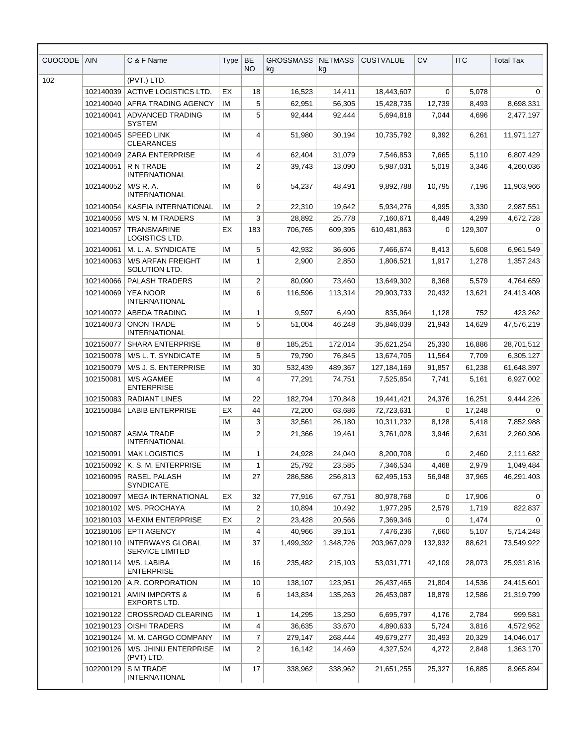| CUOCODE | AIN | C & F Name | Type | BE NO | GROSSMASS kg | NETMASS kg | CUSTVALUE | CV | ITC | Total Tax |
|---|---|---|---|---|---|---|---|---|---|---|
| 102 | | (PVT.) LTD. | | | | | | | | |
| | 102140039 | ACTIVE LOGISTICS LTD. | EX | 18 | 16,523 | 14,411 | 18,443,607 | 0 | 5,078 | 0 |
| | 102140040 | AFRA TRADING AGENCY | IM | 5 | 62,951 | 56,305 | 15,428,735 | 12,739 | 8,493 | 8,698,331 |
| | 102140041 | ADVANCED TRADING SYSTEM | IM | 5 | 92,444 | 92,444 | 5,694,818 | 7,044 | 4,696 | 2,477,197 |
| | 102140045 | SPEED LINK CLEARANCES | IM | 4 | 51,980 | 30,194 | 10,735,792 | 9,392 | 6,261 | 11,971,127 |
| | 102140049 | ZARA ENTERPRISE | IM | 4 | 62,404 | 31,079 | 7,546,853 | 7,665 | 5,110 | 6,807,429 |
| | 102140051 | R N TRADE INTERNATIONAL | IM | 2 | 39,743 | 13,090 | 5,987,031 | 5,019 | 3,346 | 4,260,036 |
| | 102140052 | M/S R. A. INTERNATIONAL | IM | 6 | 54,237 | 48,491 | 9,892,788 | 10,795 | 7,196 | 11,903,966 |
| | 102140054 | KASFIA INTERNATIONAL | IM | 2 | 22,310 | 19,642 | 5,934,276 | 4,995 | 3,330 | 2,987,551 |
| | 102140056 | M/S N. M TRADERS | IM | 3 | 28,892 | 25,778 | 7,160,671 | 6,449 | 4,299 | 4,672,728 |
| | 102140057 | TRANSMARINE LOGISTICS LTD. | EX | 183 | 706,765 | 609,395 | 610,481,863 | 0 | 129,307 | 0 |
| | 102140061 | M. L. A. SYNDICATE | IM | 5 | 42,932 | 36,606 | 7,466,674 | 8,413 | 5,608 | 6,961,549 |
| | 102140063 | M/S ARFAN FREIGHT SOLUTION LTD. | IM | 1 | 2,900 | 2,850 | 1,806,521 | 1,917 | 1,278 | 1,357,243 |
| | 102140066 | PALASH TRADERS | IM | 2 | 80,090 | 73,460 | 13,649,302 | 8,368 | 5,579 | 4,764,659 |
| | 102140069 | YEA NOOR INTERNATIONAL | IM | 6 | 116,596 | 113,314 | 29,903,733 | 20,432 | 13,621 | 24,413,408 |
| | 102140072 | ABEDA TRADING | IM | 1 | 9,597 | 6,490 | 835,964 | 1,128 | 752 | 423,262 |
| | 102140073 | ONON TRADE INTERNATIONAL | IM | 5 | 51,004 | 46,248 | 35,846,039 | 21,943 | 14,629 | 47,576,219 |
| | 102150077 | SHARA ENTERPRISE | IM | 8 | 185,251 | 172,014 | 35,621,254 | 25,330 | 16,886 | 28,701,512 |
| | 102150078 | M/S L. T. SYNDICATE | IM | 5 | 79,790 | 76,845 | 13,674,705 | 11,564 | 7,709 | 6,305,127 |
| | 102150079 | M/S J. S. ENTERPRISE | IM | 30 | 532,439 | 489,367 | 127,184,169 | 91,857 | 61,238 | 61,648,397 |
| | 102150081 | M/S AGAMEE ENTERPRISE | IM | 4 | 77,291 | 74,751 | 7,525,854 | 7,741 | 5,161 | 6,927,002 |
| | 102150083 | RADIANT LINES | IM | 22 | 182,794 | 170,848 | 19,441,421 | 24,376 | 16,251 | 9,444,226 |
| | 102150084 | LABIB ENTERPRISE | EX | 44 | 72,200 | 63,686 | 72,723,631 | 0 | 17,248 | 0 |
| | | | IM | 3 | 32,561 | 26,180 | 10,311,232 | 8,128 | 5,418 | 7,852,988 |
| | 102150087 | ASMA TRADE INTERNATIONAL | IM | 2 | 21,366 | 19,461 | 3,761,028 | 3,946 | 2,631 | 2,260,306 |
| | 102150091 | MAK LOGISTICS | IM | 1 | 24,928 | 24,040 | 8,200,708 | 0 | 2,460 | 2,111,682 |
| | 102150092 | K. S. M. ENTERPRISE | IM | 1 | 25,792 | 23,585 | 7,346,534 | 4,468 | 2,979 | 1,049,484 |
| | 102160095 | RASEL PALASH SYNDICATE | IM | 27 | 286,586 | 256,813 | 62,495,153 | 56,948 | 37,965 | 46,291,403 |
| | 102180097 | MEGA INTERNATIONAL | EX | 32 | 77,916 | 67,751 | 80,978,768 | 0 | 17,906 | 0 |
| | 102180102 | M/S. PROCHAYA | IM | 2 | 10,894 | 10,492 | 1,977,295 | 2,579 | 1,719 | 822,837 |
| | 102180103 | M-EXIM ENTERPRISE | EX | 2 | 23,428 | 20,566 | 7,369,346 | 0 | 1,474 | 0 |
| | 102180106 | EPTI AGENCY | IM | 4 | 40,966 | 39,151 | 7,476,236 | 7,660 | 5,107 | 5,714,248 |
| | 102180110 | INTERWAYS GLOBAL SERVICE LIMITED | IM | 37 | 1,499,392 | 1,348,726 | 203,967,029 | 132,932 | 88,621 | 73,549,922 |
| | 102180114 | M/S. LABIBA ENTERPRISE | IM | 16 | 235,482 | 215,103 | 53,031,771 | 42,109 | 28,073 | 25,931,816 |
| | 102190120 | A.R. CORPORATION | IM | 10 | 138,107 | 123,951 | 26,437,465 | 21,804 | 14,536 | 24,415,601 |
| | 102190121 | AMIN IMPORTS & EXPORTS LTD. | IM | 6 | 143,834 | 135,263 | 26,453,087 | 18,879 | 12,586 | 21,319,799 |
| | 102190122 | CROSSROAD CLEARING | IM | 1 | 14,295 | 13,250 | 6,695,797 | 4,176 | 2,784 | 999,581 |
| | 102190123 | OISHI TRADERS | IM | 4 | 36,635 | 33,670 | 4,890,633 | 5,724 | 3,816 | 4,572,952 |
| | 102190124 | M. M. CARGO COMPANY | IM | 7 | 279,147 | 268,444 | 49,679,277 | 30,493 | 20,329 | 14,046,017 |
| | 102190126 | M/S. JHINU ENTERPRISE (PVT) LTD. | IM | 2 | 16,142 | 14,469 | 4,327,524 | 4,272 | 2,848 | 1,363,170 |
| | 102200129 | S M TRADE INTERNATIONAL | IM | 17 | 338,962 | 338,962 | 21,651,255 | 25,327 | 16,885 | 8,965,894 |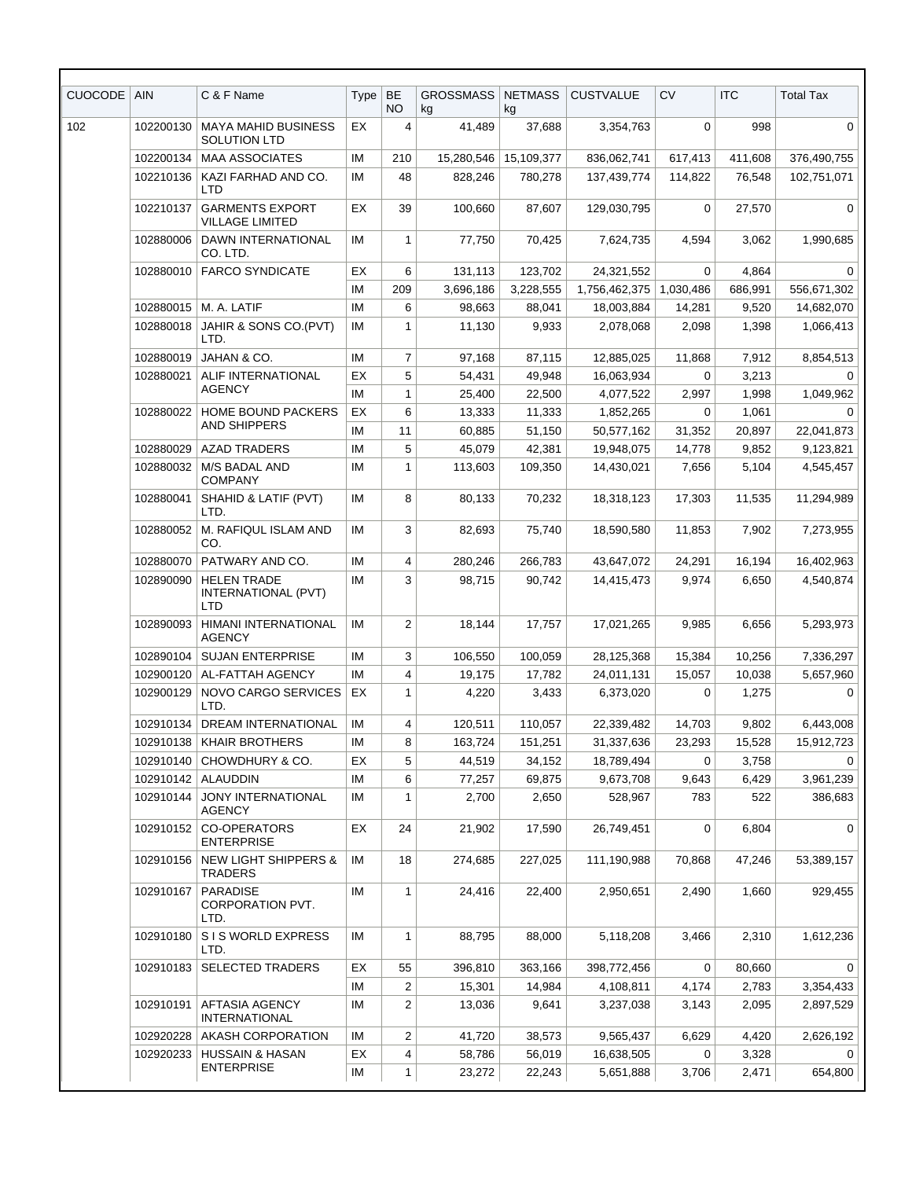| CUOCODE | AIN | C & F Name | Type | BE NO | GROSSMASS kg | NETMASS kg | CUSTVALUE | CV | ITC | Total Tax |
|---|---|---|---|---|---|---|---|---|---|---|
| 102 | 102200130 | MAYA MAHID BUSINESS SOLUTION LTD | EX | 4 | 41,489 | 37,688 | 3,354,763 | 0 | 998 | 0 |
| | 102200134 | MAA ASSOCIATES | IM | 210 | 15,280,546 | 15,109,377 | 836,062,741 | 617,413 | 411,608 | 376,490,755 |
| | 102210136 | KAZI FARHAD AND CO. LTD | IM | 48 | 828,246 | 780,278 | 137,439,774 | 114,822 | 76,548 | 102,751,071 |
| | 102210137 | GARMENTS EXPORT VILLAGE LIMITED | EX | 39 | 100,660 | 87,607 | 129,030,795 | 0 | 27,570 | 0 |
| | 102880006 | DAWN INTERNATIONAL CO. LTD. | IM | 1 | 77,750 | 70,425 | 7,624,735 | 4,594 | 3,062 | 1,990,685 |
| | 102880010 | FARCO SYNDICATE | EX | 6 | 131,113 | 123,702 | 24,321,552 | 0 | 4,864 | 0 |
| | | | IM | 209 | 3,696,186 | 3,228,555 | 1,756,462,375 | 1,030,486 | 686,991 | 556,671,302 |
| | 102880015 | M. A. LATIF | IM | 6 | 98,663 | 88,041 | 18,003,884 | 14,281 | 9,520 | 14,682,070 |
| | 102880018 | JAHIR & SONS CO.(PVT) LTD. | IM | 1 | 11,130 | 9,933 | 2,078,068 | 2,098 | 1,398 | 1,066,413 |
| | 102880019 | JAHAN & CO. | IM | 7 | 97,168 | 87,115 | 12,885,025 | 11,868 | 7,912 | 8,854,513 |
| | 102880021 | ALIF INTERNATIONAL AGENCY | EX | 5 | 54,431 | 49,948 | 16,063,934 | 0 | 3,213 | 0 |
| | | | IM | 1 | 25,400 | 22,500 | 4,077,522 | 2,997 | 1,998 | 1,049,962 |
| | 102880022 | HOME BOUND PACKERS AND SHIPPERS | EX | 6 | 13,333 | 11,333 | 1,852,265 | 0 | 1,061 | 0 |
| | | | IM | 11 | 60,885 | 51,150 | 50,577,162 | 31,352 | 20,897 | 22,041,873 |
| | 102880029 | AZAD TRADERS | IM | 5 | 45,079 | 42,381 | 19,948,075 | 14,778 | 9,852 | 9,123,821 |
| | 102880032 | M/S BADAL AND COMPANY | IM | 1 | 113,603 | 109,350 | 14,430,021 | 7,656 | 5,104 | 4,545,457 |
| | 102880041 | SHAHID & LATIF (PVT) LTD. | IM | 8 | 80,133 | 70,232 | 18,318,123 | 17,303 | 11,535 | 11,294,989 |
| | 102880052 | M. RAFIQUL ISLAM AND CO. | IM | 3 | 82,693 | 75,740 | 18,590,580 | 11,853 | 7,902 | 7,273,955 |
| | 102880070 | PATWARY AND CO. | IM | 4 | 280,246 | 266,783 | 43,647,072 | 24,291 | 16,194 | 16,402,963 |
| | 102890090 | HELEN TRADE INTERNATIONAL (PVT) LTD | IM | 3 | 98,715 | 90,742 | 14,415,473 | 9,974 | 6,650 | 4,540,874 |
| | 102890093 | HIMANI INTERNATIONAL AGENCY | IM | 2 | 18,144 | 17,757 | 17,021,265 | 9,985 | 6,656 | 5,293,973 |
| | 102890104 | SUJAN ENTERPRISE | IM | 3 | 106,550 | 100,059 | 28,125,368 | 15,384 | 10,256 | 7,336,297 |
| | 102900120 | AL-FATTAH AGENCY | IM | 4 | 19,175 | 17,782 | 24,011,131 | 15,057 | 10,038 | 5,657,960 |
| | 102900129 | NOVO CARGO SERVICES LTD. | EX | 1 | 4,220 | 3,433 | 6,373,020 | 0 | 1,275 | 0 |
| | 102910134 | DREAM INTERNATIONAL | IM | 4 | 120,511 | 110,057 | 22,339,482 | 14,703 | 9,802 | 6,443,008 |
| | 102910138 | KHAIR BROTHERS | IM | 8 | 163,724 | 151,251 | 31,337,636 | 23,293 | 15,528 | 15,912,723 |
| | 102910140 | CHOWDHURY & CO. | EX | 5 | 44,519 | 34,152 | 18,789,494 | 0 | 3,758 | 0 |
| | 102910142 | ALAUDDIN | IM | 6 | 77,257 | 69,875 | 9,673,708 | 9,643 | 6,429 | 3,961,239 |
| | 102910144 | JONY INTERNATIONAL AGENCY | IM | 1 | 2,700 | 2,650 | 528,967 | 783 | 522 | 386,683 |
| | 102910152 | CO-OPERATORS ENTERPRISE | EX | 24 | 21,902 | 17,590 | 26,749,451 | 0 | 6,804 | 0 |
| | 102910156 | NEW LIGHT SHIPPERS & TRADERS | IM | 18 | 274,685 | 227,025 | 111,190,988 | 70,868 | 47,246 | 53,389,157 |
| | 102910167 | PARADISE CORPORATION PVT. LTD. | IM | 1 | 24,416 | 22,400 | 2,950,651 | 2,490 | 1,660 | 929,455 |
| | 102910180 | S I S WORLD EXPRESS LTD. | IM | 1 | 88,795 | 88,000 | 5,118,208 | 3,466 | 2,310 | 1,612,236 |
| | 102910183 | SELECTED TRADERS | EX | 55 | 396,810 | 363,166 | 398,772,456 | 0 | 80,660 | 0 |
| | | | IM | 2 | 15,301 | 14,984 | 4,108,811 | 4,174 | 2,783 | 3,354,433 |
| | 102910191 | AFTASIA AGENCY INTERNATIONAL | IM | 2 | 13,036 | 9,641 | 3,237,038 | 3,143 | 2,095 | 2,897,529 |
| | 102920228 | AKASH CORPORATION | IM | 2 | 41,720 | 38,573 | 9,565,437 | 6,629 | 4,420 | 2,626,192 |
| | 102920233 | HUSSAIN & HASAN ENTERPRISE | EX | 4 | 58,786 | 56,019 | 16,638,505 | 0 | 3,328 | 0 |
| | | | IM | 1 | 23,272 | 22,243 | 5,651,888 | 3,706 | 2,471 | 654,800 |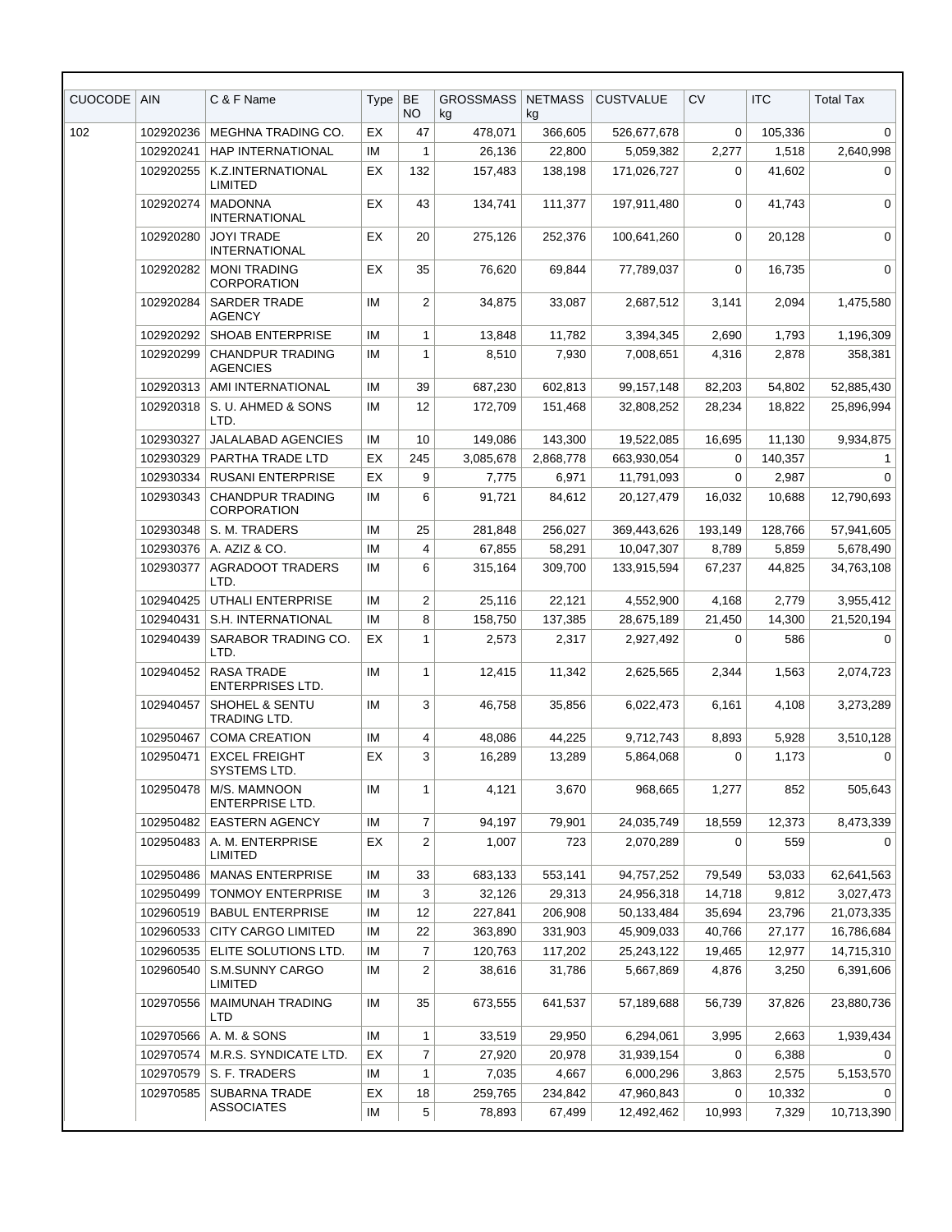| CUOCODE | AIN | C & F Name | Type | BE NO | GROSSMASS kg | NETMASS kg | CUSTVALUE | CV | ITC | Total Tax |
|---|---|---|---|---|---|---|---|---|---|---|
| 102 | 102920236 | MEGHNA TRADING CO. | EX | 47 | 478,071 | 366,605 | 526,677,678 | 0 | 105,336 | 0 |
| | 102920241 | HAP INTERNATIONAL | IM | 1 | 26,136 | 22,800 | 5,059,382 | 2,277 | 1,518 | 2,640,998 |
| | 102920255 | K.Z.INTERNATIONAL LIMITED | EX | 132 | 157,483 | 138,198 | 171,026,727 | 0 | 41,602 | 0 |
| | 102920274 | MADONNA INTERNATIONAL | EX | 43 | 134,741 | 111,377 | 197,911,480 | 0 | 41,743 | 0 |
| | 102920280 | JOYI TRADE INTERNATIONAL | EX | 20 | 275,126 | 252,376 | 100,641,260 | 0 | 20,128 | 0 |
| | 102920282 | MONI TRADING CORPORATION | EX | 35 | 76,620 | 69,844 | 77,789,037 | 0 | 16,735 | 0 |
| | 102920284 | SARDER TRADE AGENCY | IM | 2 | 34,875 | 33,087 | 2,687,512 | 3,141 | 2,094 | 1,475,580 |
| | 102920292 | SHOAB ENTERPRISE | IM | 1 | 13,848 | 11,782 | 3,394,345 | 2,690 | 1,793 | 1,196,309 |
| | 102920299 | CHANDPUR TRADING AGENCIES | IM | 1 | 8,510 | 7,930 | 7,008,651 | 4,316 | 2,878 | 358,381 |
| | 102920313 | AMI INTERNATIONAL | IM | 39 | 687,230 | 602,813 | 99,157,148 | 82,203 | 54,802 | 52,885,430 |
| | 102920318 | S. U. AHMED & SONS LTD. | IM | 12 | 172,709 | 151,468 | 32,808,252 | 28,234 | 18,822 | 25,896,994 |
| | 102930327 | JALALABAD AGENCIES | IM | 10 | 149,086 | 143,300 | 19,522,085 | 16,695 | 11,130 | 9,934,875 |
| | 102930329 | PARTHA TRADE LTD | EX | 245 | 3,085,678 | 2,868,778 | 663,930,054 | 0 | 140,357 | 1 |
| | 102930334 | RUSANI ENTERPRISE | EX | 9 | 7,775 | 6,971 | 11,791,093 | 0 | 2,987 | 0 |
| | 102930343 | CHANDPUR TRADING CORPORATION | IM | 6 | 91,721 | 84,612 | 20,127,479 | 16,032 | 10,688 | 12,790,693 |
| | 102930348 | S. M. TRADERS | IM | 25 | 281,848 | 256,027 | 369,443,626 | 193,149 | 128,766 | 57,941,605 |
| | 102930376 | A. AZIZ & CO. | IM | 4 | 67,855 | 58,291 | 10,047,307 | 8,789 | 5,859 | 5,678,490 |
| | 102930377 | AGRADOOT TRADERS LTD. | IM | 6 | 315,164 | 309,700 | 133,915,594 | 67,237 | 44,825 | 34,763,108 |
| | 102940425 | UTHALI ENTERPRISE | IM | 2 | 25,116 | 22,121 | 4,552,900 | 4,168 | 2,779 | 3,955,412 |
| | 102940431 | S.H. INTERNATIONAL | IM | 8 | 158,750 | 137,385 | 28,675,189 | 21,450 | 14,300 | 21,520,194 |
| | 102940439 | SARABOR TRADING CO. LTD. | EX | 1 | 2,573 | 2,317 | 2,927,492 | 0 | 586 | 0 |
| | 102940452 | RASA TRADE ENTERPRISES LTD. | IM | 1 | 12,415 | 11,342 | 2,625,565 | 2,344 | 1,563 | 2,074,723 |
| | 102940457 | SHOHEL & SENTU TRADING LTD. | IM | 3 | 46,758 | 35,856 | 6,022,473 | 6,161 | 4,108 | 3,273,289 |
| | 102950467 | COMA CREATION | IM | 4 | 48,086 | 44,225 | 9,712,743 | 8,893 | 5,928 | 3,510,128 |
| | 102950471 | EXCEL FREIGHT SYSTEMS LTD. | EX | 3 | 16,289 | 13,289 | 5,864,068 | 0 | 1,173 | 0 |
| | 102950478 | M/S. MAMNOON ENTERPRISE LTD. | IM | 1 | 4,121 | 3,670 | 968,665 | 1,277 | 852 | 505,643 |
| | 102950482 | EASTERN AGENCY | IM | 7 | 94,197 | 79,901 | 24,035,749 | 18,559 | 12,373 | 8,473,339 |
| | 102950483 | A. M. ENTERPRISE LIMITED | EX | 2 | 1,007 | 723 | 2,070,289 | 0 | 559 | 0 |
| | 102950486 | MANAS ENTERPRISE | IM | 33 | 683,133 | 553,141 | 94,757,252 | 79,549 | 53,033 | 62,641,563 |
| | 102950499 | TONMOY ENTERPRISE | IM | 3 | 32,126 | 29,313 | 24,956,318 | 14,718 | 9,812 | 3,027,473 |
| | 102960519 | BABUL ENTERPRISE | IM | 12 | 227,841 | 206,908 | 50,133,484 | 35,694 | 23,796 | 21,073,335 |
| | 102960533 | CITY CARGO LIMITED | IM | 22 | 363,890 | 331,903 | 45,909,033 | 40,766 | 27,177 | 16,786,684 |
| | 102960535 | ELITE SOLUTIONS LTD. | IM | 7 | 120,763 | 117,202 | 25,243,122 | 19,465 | 12,977 | 14,715,310 |
| | 102960540 | S.M.SUNNY CARGO LIMITED | IM | 2 | 38,616 | 31,786 | 5,667,869 | 4,876 | 3,250 | 6,391,606 |
| | 102970556 | MAIMUNAH TRADING LTD | IM | 35 | 673,555 | 641,537 | 57,189,688 | 56,739 | 37,826 | 23,880,736 |
| | 102970566 | A. M. & SONS | IM | 1 | 33,519 | 29,950 | 6,294,061 | 3,995 | 2,663 | 1,939,434 |
| | 102970574 | M.R.S. SYNDICATE LTD. | EX | 7 | 27,920 | 20,978 | 31,939,154 | 0 | 6,388 | 0 |
| | 102970579 | S. F. TRADERS | IM | 1 | 7,035 | 4,667 | 6,000,296 | 3,863 | 2,575 | 5,153,570 |
| | 102970585 | SUBARNA TRADE ASSOCIATES | EX | 18 | 259,765 | 234,842 | 47,960,843 | 0 | 10,332 | 0 |
| | | | IM | 5 | 78,893 | 67,499 | 12,492,462 | 10,993 | 7,329 | 10,713,390 |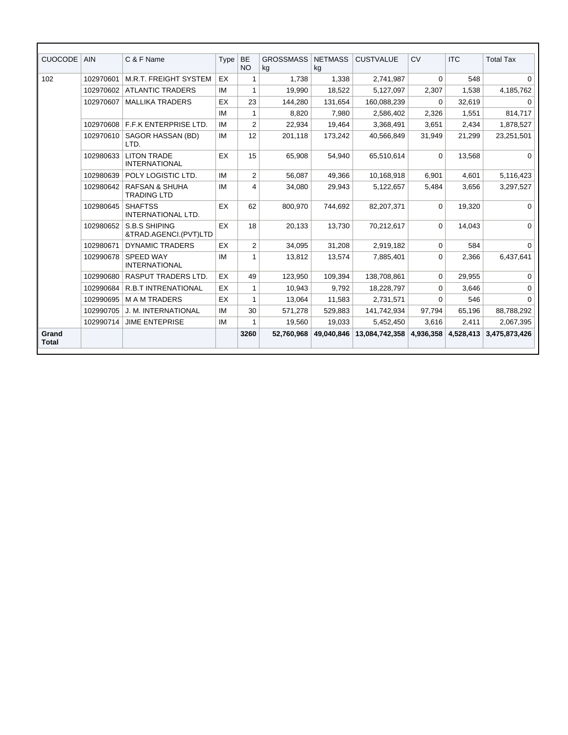| CUOCODE | AIN | C & F Name | Type | BE NO | GROSSMASS kg | NETMASS kg | CUSTVALUE | CV | ITC | Total Tax |
|---|---|---|---|---|---|---|---|---|---|---|
| 102 | 102970601 | M.R.T. FREIGHT SYSTEM | EX | 1 | 1,738 | 1,338 | 2,741,987 | 0 | 548 | 0 |
| | 102970602 | ATLANTIC TRADERS | IM | 1 | 19,990 | 18,522 | 5,127,097 | 2,307 | 1,538 | 4,185,762 |
| | 102970607 | MALLIKA TRADERS | EX | 23 | 144,280 | 131,654 | 160,088,239 | 0 | 32,619 | 0 |
| | | | IM | 1 | 8,820 | 7,980 | 2,586,402 | 2,326 | 1,551 | 814,717 |
| | 102970608 | F.F.K ENTERPRISE LTD. | IM | 2 | 22,934 | 19,464 | 3,368,491 | 3,651 | 2,434 | 1,878,527 |
| | 102970610 | SAGOR HASSAN (BD) LTD. | IM | 12 | 201,118 | 173,242 | 40,566,849 | 31,949 | 21,299 | 23,251,501 |
| | 102980633 | LITON TRADE INTERNATIONAL | EX | 15 | 65,908 | 54,940 | 65,510,614 | 0 | 13,568 | 0 |
| | 102980639 | POLY LOGISTIC LTD. | IM | 2 | 56,087 | 49,366 | 10,168,918 | 6,901 | 4,601 | 5,116,423 |
| | 102980642 | RAFSAN & SHUHA TRADING LTD | IM | 4 | 34,080 | 29,943 | 5,122,657 | 5,484 | 3,656 | 3,297,527 |
| | 102980645 | SHAFTSS INTERNATIONAL LTD. | EX | 62 | 800,970 | 744,692 | 82,207,371 | 0 | 19,320 | 0 |
| | 102980652 | S.B.S SHIPING &TRAD.AGENCI.(PVT)LTD | EX | 18 | 20,133 | 13,730 | 70,212,617 | 0 | 14,043 | 0 |
| | 102980671 | DYNAMIC TRADERS | EX | 2 | 34,095 | 31,208 | 2,919,182 | 0 | 584 | 0 |
| | 102990678 | SPEED WAY INTERNATIONAL | IM | 1 | 13,812 | 13,574 | 7,885,401 | 0 | 2,366 | 6,437,641 |
| | 102990680 | RASPUT TRADERS LTD. | EX | 49 | 123,950 | 109,394 | 138,708,861 | 0 | 29,955 | 0 |
| | 102990684 | R.B.T INTRENATIONAL | EX | 1 | 10,943 | 9,792 | 18,228,797 | 0 | 3,646 | 0 |
| | 102990695 | M A M TRADERS | EX | 1 | 13,064 | 11,583 | 2,731,571 | 0 | 546 | 0 |
| | 102990705 | J. M. INTERNATIONAL | IM | 30 | 571,278 | 529,883 | 141,742,934 | 97,794 | 65,196 | 88,788,292 |
| | 102990714 | JIME ENTEPRISE | IM | 1 | 19,560 | 19,033 | 5,452,450 | 3,616 | 2,411 | 2,067,395 |
| **Grand Total** | | | | **3260** | **52,760,968** | **49,040,846** | **13,084,742,358** | **4,936,358** | **4,528,413** | **3,475,873,426** |